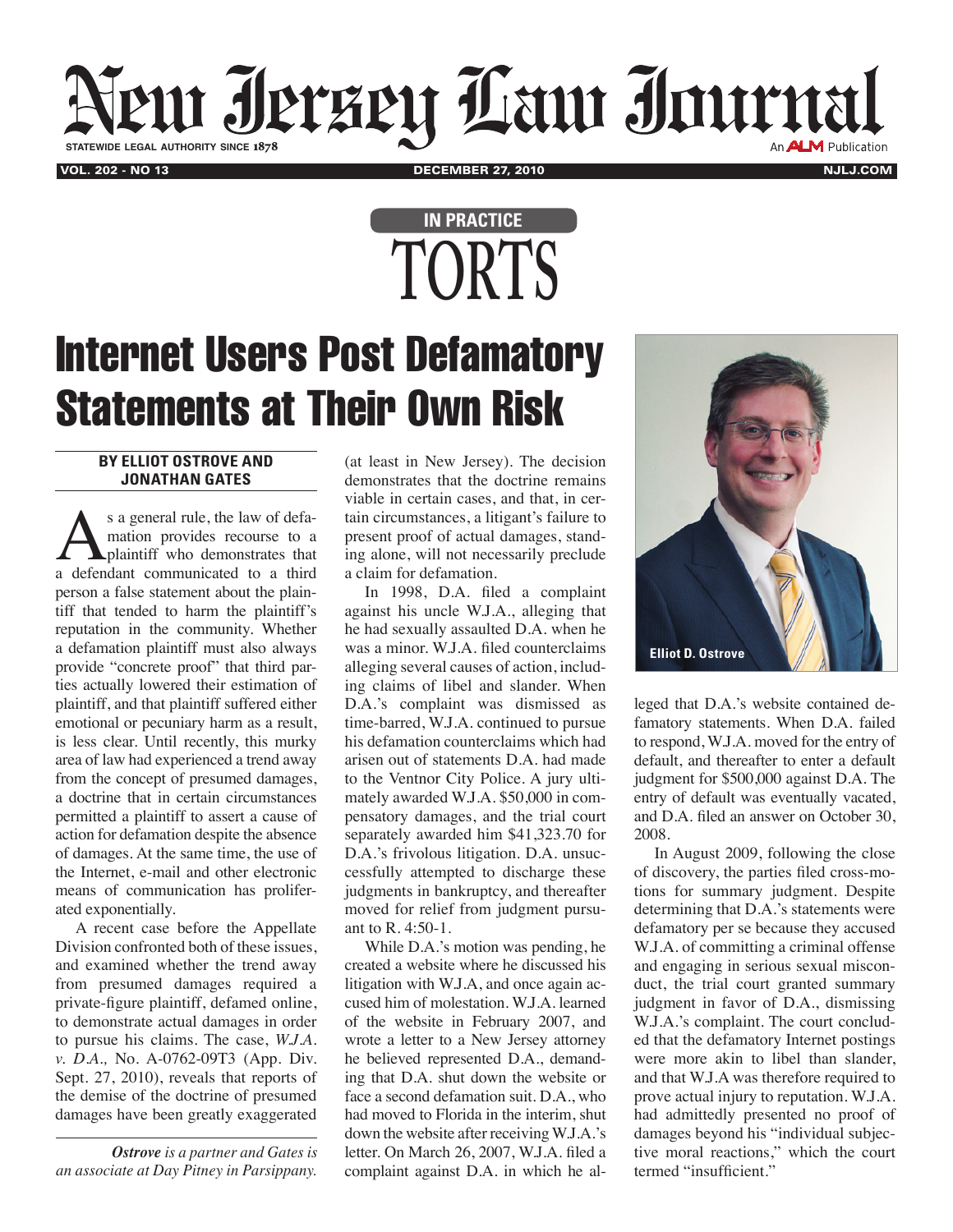# IN PRACTICE

# TORTS

## Internet Users Post Defamatory Statements at Their Own Risk

**BY ELLIOT OSTROVE AND JONATHAN GATES**

As a general rule, the law of defamation provides recourse to a plaintiff who demonstrates that a defendant communicated to a third person a false statement about the plaintiff that tended to harm the plaintiff's reputation in the community. Whether a defamation plaintiff must also always provide "concrete proof" that third parties actually lowered their estimation of plaintiff, and that plaintiff suffered either emotional or pecuniary harm as a result, is less clear. Until recently, this murky area of law had experienced a trend away from the concept of presumed damages, a doctrine that in certain circumstances permitted a plaintiff to assert a cause of action for defamation despite the absence of damages. At the same time, the use of the Internet, e-mail and other electronic means of communication has proliferated exponentially.

A recent case before the Appellate Division confronted both of these issues, and examined whether the trend away from presumed damages required a private-figure plaintiff, defamed online, to demonstrate actual damages in order to pursue his claims. The case, *W.J.A. v. D.A.*, No. A-0762-09T3 (App. Div. Sept. 27, 2010), reveals that reports of the demise of the doctrine of presumed damages have been greatly exaggerated (at least in New Jersey). The decision demonstrates that the doctrine remains viable in certain cases, and that, in certain circumstances, a litigant's failure to present proof of actual damages, standing alone, will not necessarily preclude a claim for defamation.

In 1998, D.A. filed a complaint against his uncle W.J.A., alleging that he had sexually assaulted D.A. when he was a minor. W.J.A. filed counterclaims alleging several causes of action, including claims of libel and slander. When D.A.'s complaint was dismissed as time-barred, W.J.A. continued to pursue his defamation counterclaims which had arisen out of statements D.A. had made to the Ventnor City Police. A jury ultimately awarded W.J.A. $50,000 in compensatory damages, and the trial court separately awarded him $41,323.70 for D.A.'s frivolous litigation. D.A. unsuccessfully attempted to discharge these judgments in bankruptcy, and thereafter moved for relief from judgment pursuant to R. 4:50-1.

While D.A.'s motion was pending, he created a website where he discussed his litigation with W.J.A, and once again accused him of molestation. W.J.A. learned of the website in February 2007, and wrote a letter to a New Jersey attorney he believed represented D.A., demanding that D.A. shut down the website or face a second defamation suit. D.A., who had moved to Florida in the interim, shut down the website after receiving W.J.A.'s letter. On March 26, 2007, W.J.A. filed a complaint against D.A. in which he alleged that D.A.'s website contained defamatory statements. When D.A. failed to respond, W.J.A. moved for the entry of default, and thereafter to enter a default judgment for $500,000 against D.A. The entry of default was eventually vacated, and D.A. filed an answer on October 30, 2008.

In August 2009, following the close of discovery, the parties filed cross-motions for summary judgment. Despite determining that D.A.'s statements were defamatory per se because they accused W.J.A. of committing a criminal offense and engaging in serious sexual misconduct, the trial court granted summary judgment in favor of D.A., dismissing W.J.A.'s complaint. The court concluded that the defamatory Internet postings were more akin to libel than slander, and that W.J.A was therefore required to prove actual injury to reputation. W.J.A. had admittedly presented no proof of damages beyond his "individual subjective moral reactions," which the court termed "insufficient."

Elliot D. Ostrove

*Ostrove is a partner and Gates is an associate at Day Pitney in Parsippany.*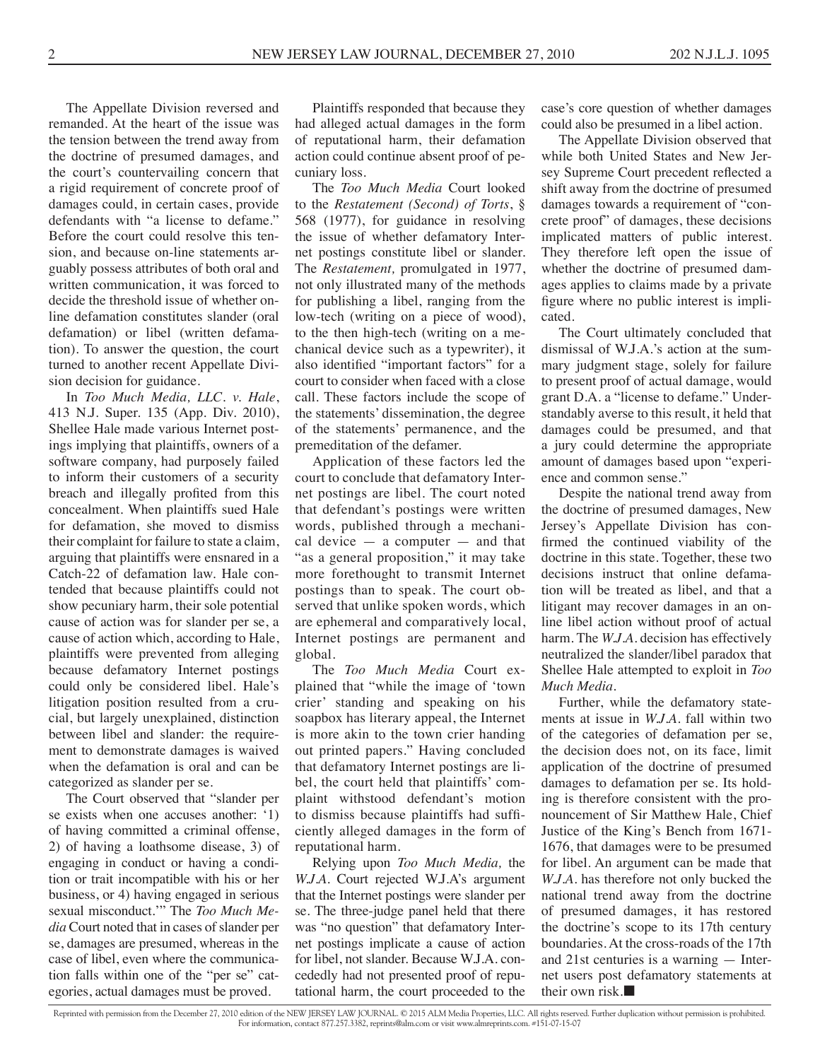The Appellate Division reversed and remanded. At the heart of the issue was the tension between the trend away from the doctrine of presumed damages, and the court's countervailing concern that a rigid requirement of concrete proof of damages could, in certain cases, provide defendants with "a license to defame." Before the court could resolve this tension, and because on-line statements arguably possess attributes of both oral and written communication, it was forced to decide the threshold issue of whether online defamation constitutes slander (oral defamation) or libel (written defamation). To answer the question, the court turned to another recent Appellate Division decision for guidance.

In *Too Much Media, LLC. v. Hale*, 413 N.J. Super. 135 (App. Div. 2010), Shellee Hale made various Internet postings implying that plaintiffs, owners of a software company, had purposely failed to inform their customers of a security breach and illegally profited from this concealment. When plaintiffs sued Hale for defamation, she moved to dismiss their complaint for failure to state a claim, arguing that plaintiffs were ensnared in a Catch-22 of defamation law. Hale contended that because plaintiffs could not show pecuniary harm, their sole potential cause of action was for slander per se, a cause of action which, according to Hale, plaintiffs were prevented from alleging because defamatory Internet postings could only be considered libel. Hale's litigation position resulted from a crucial, but largely unexplained, distinction between libel and slander: the requirement to demonstrate damages is waived when the defamation is oral and can be categorized as slander per se.

The Court observed that "slander per se exists when one accuses another: '1) of having committed a criminal offense, 2) of having a loathsome disease, 3) of engaging in conduct or having a condition or trait incompatible with his or her business, or 4) having engaged in serious sexual misconduct.'" The *Too Much Media* Court noted that in cases of slander per se, damages are presumed, whereas in the case of libel, even where the communication falls within one of the "per se" categories, actual damages must be proved.

Plaintiffs responded that because they had alleged actual damages in the form of reputational harm, their defamation action could continue absent proof of pecuniary loss.

The *Too Much Media* Court looked to the *Restatement (Second) of Torts*, § 568 (1977), for guidance in resolving the issue of whether defamatory Internet postings constitute libel or slander. The *Restatement,* promulgated in 1977, not only illustrated many of the methods for publishing a libel, ranging from the low-tech (writing on a piece of wood), to the then high-tech (writing on a mechanical device such as a typewriter), it also identified "important factors" for a court to consider when faced with a close call. These factors include the scope of the statements' dissemination, the degree of the statements' permanence, and the premeditation of the defamer.

Application of these factors led the court to conclude that defamatory Internet postings are libel. The court noted that defendant's postings were written words, published through a mechanical device — a computer — and that "as a general proposition," it may take more forethought to transmit Internet postings than to speak. The court observed that unlike spoken words, which are ephemeral and comparatively local, Internet postings are permanent and global.

The *Too Much Media* Court explained that "while the image of 'town crier' standing and speaking on his soapbox has literary appeal, the Internet is more akin to the town crier handing out printed papers." Having concluded that defamatory Internet postings are libel, the court held that plaintiffs' complaint withstood defendant's motion to dismiss because plaintiffs had sufficiently alleged damages in the form of reputational harm.

Relying upon *Too Much Media,* the *W.J.A.* Court rejected W.J.A's argument that the Internet postings were slander per se. The three-judge panel held that there was "no question" that defamatory Internet postings implicate a cause of action for libel, not slander. Because W.J.A. concededly had not presented proof of reputational harm, the court proceeded to the case's core question of whether damages could also be presumed in a libel action.

The Appellate Division observed that while both United States and New Jersey Supreme Court precedent reflected a shift away from the doctrine of presumed damages towards a requirement of "concrete proof" of damages, these decisions implicated matters of public interest. They therefore left open the issue of whether the doctrine of presumed damages applies to claims made by a private figure where no public interest is implicated.

The Court ultimately concluded that dismissal of W.J.A.'s action at the summary judgment stage, solely for failure to present proof of actual damage, would grant D.A. a "license to defame." Understandably averse to this result, it held that damages could be presumed, and that a jury could determine the appropriate amount of damages based upon "experience and common sense."

Despite the national trend away from the doctrine of presumed damages, New Jersey's Appellate Division has confirmed the continued viability of the doctrine in this state. Together, these two decisions instruct that online defamation will be treated as libel, and that a litigant may recover damages in an online libel action without proof of actual harm. The *W.J.A.* decision has effectively neutralized the slander/libel paradox that Shellee Hale attempted to exploit in *Too Much Media*.

Further, while the defamatory statements at issue in *W.J.A.* fall within two of the categories of defamation per se, the decision does not, on its face, limit application of the doctrine of presumed damages to defamation per se. Its holding is therefore consistent with the pronouncement of Sir Matthew Hale, Chief Justice of the King's Bench from 1671-1676, that damages were to be presumed for libel. An argument can be made that *W.J.A.* has therefore not only bucked the national trend away from the doctrine of presumed damages, it has restored the doctrine's scope to its 17th century boundaries. At the cross-roads of the 17th and 21st centuries is a warning — Internet users post defamatory statements at their own risk.■

Reprinted with permission from the December 27, 2010 edition of the NEW JERSEY LAW JOURNAL. © 2015 ALM Media Properties, LLC. All rights reserved. Further duplication without permission is prohibited. For information, contact 877.257.3382, reprints@alm.com or visit www.almreprints.com. #151-07-15-07